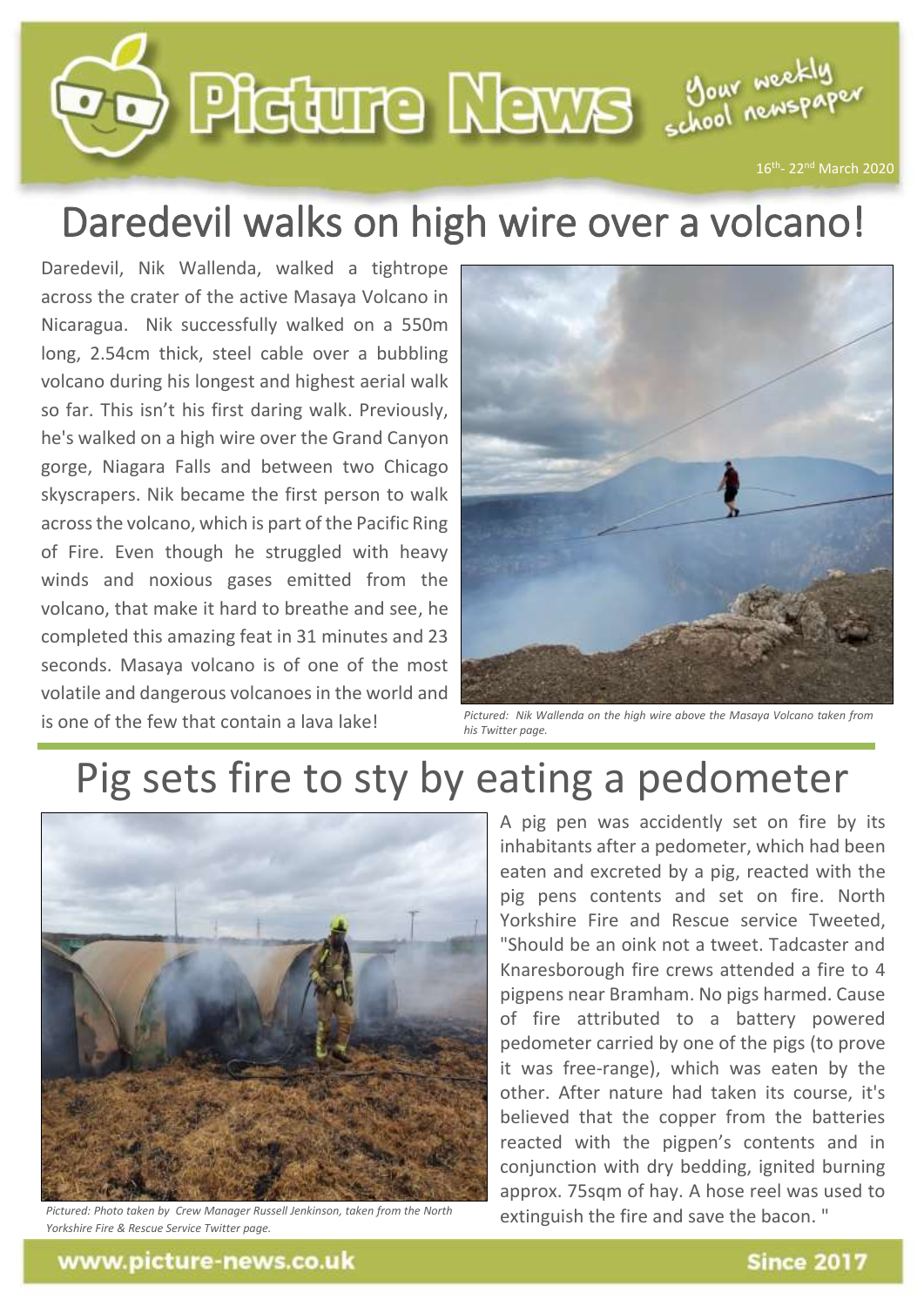# Picture News

Your weekly school newspaper

16th- 22nd March 2020

## Daredevil walks on high wire over a volcano!

Daredevil, Nik Wallenda, walked a tightrope across the crater of the active Masaya Volcano in Nicaragua. Nik successfully walked on a 550m long, 2.54cm thick, steel cable over a bubbling volcano during his longest and highest aerial walk so far. This isn't his first daring walk. Previously, he's walked on a high wire over the Grand Canyon gorge, Niagara Falls and between two Chicago skyscrapers. Nik became the first person to walk across the volcano, which is part of the Pacific Ring of Fire. Even though he struggled with heavy winds and noxious gases emitted from the volcano, that make it hard to breathe and see, he completed this amazing feat in 31 minutes and 23 seconds. Masaya volcano is of one of the most volatile and dangerous volcanoes in the world and is one of the few that contain a lava lake!

*Pictured: Nik Wallenda on the high wire above the Masaya Volcano taken from his Twitter page.*

## Pig sets fire to sty by eating a pedometer

*Pictured: Photo taken by Crew Manager Russell Jenkinson, taken from the North Yorkshire Fire & Rescue Service Twitter page.*

A pig pen was accidently set on fire by its inhabitants after a pedometer, which had been eaten and excreted by a pig, reacted with the pig pens contents and set on fire. North Yorkshire Fire and Rescue service Tweeted, "Should be an oink not a tweet. Tadcaster and Knaresborough fire crews attended a fire to 4 pigpens near Bramham. No pigs harmed. Cause of fire attributed to a battery powered pedometer carried by one of the pigs (to prove it was free-range), which was eaten by the other. After nature had taken its course, it's believed that the copper from the batteries reacted with the pigpen's contents and in conjunction with dry bedding, ignited burning approx. 75sqm of hay. A hose reel was used to extinguish the fire and save the bacon. "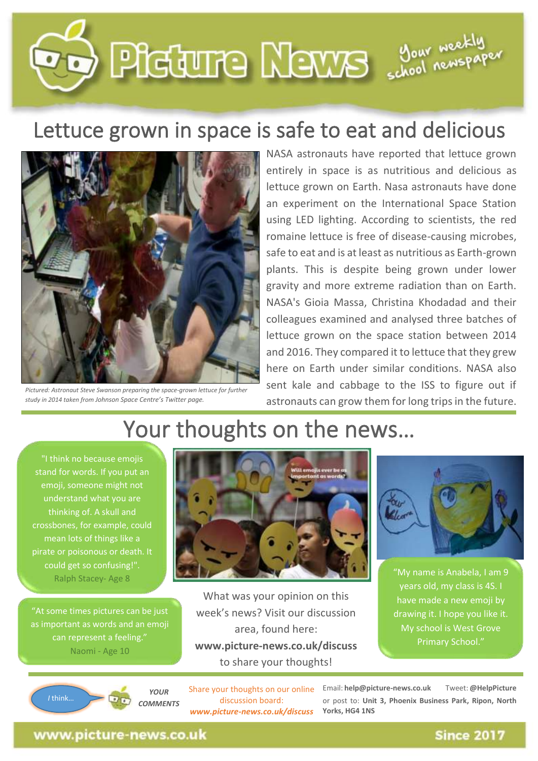# Picture News

Your weekly school newspaper

## Lettuce grown in space is safe to eat and delicious

NASA astronauts have reported that lettuce grown entirely in space is as nutritious and delicious as lettuce grown on Earth. Nasa astronauts have done an experiment on the International Space Station using LED lighting. According to scientists, the red romaine lettuce is free of disease-causing microbes, safe to eat and is at least as nutritious as Earth-grown plants. This is despite being grown under lower gravity and more extreme radiation than on Earth. NASA's Gioia Massa, Christina Khodadad and their colleagues examined and analysed three batches of lettuce grown on the space station between 2014 and 2016. They compared it to lettuce that they grew here on Earth under similar conditions. NASA also sent kale and cabbage to the ISS to figure out if astronauts can grow them for long trips in the future.

*Pictured: Astronaut Steve Swanson preparing the space-grown lettuce for further study in 2014 taken from Johnson Space Centre's Twitter page.*

## Your thoughts on the news…

"I think no because emojis stand for words. If you put an emoji, someone might not understand what you are thinking of. A skull and crossbones, for example, could mean lots of things like a pirate or poisonous or death. It could get so confusing!". Ralph Stacey- Age 8

"At some times pictures can be just as important as words and an emoji can represent a feeling." Naomi - Age 10

What was your opinion on this week's news? Visit our discussion area, found here: **www.picture-news.co.uk/discuss** to share your thoughts!

"My name is Anabela, I am 9 years old, my class is 4S. I have made a new emoji by drawing it. I hope you like it. My school is West Grove Primary School."

*I think…* *YOUR COMMENTS*

Share your thoughts on our online discussion board: *www.picture-news.co.uk/discuss*

Email: **help@picture-news.co.uk** Tweet: **@HelpPicture** or post to: **Unit 3, Phoenix Business Park, Ripon, North Yorks, HG4 1NS**

www.picture-news.co.uk Since 2017